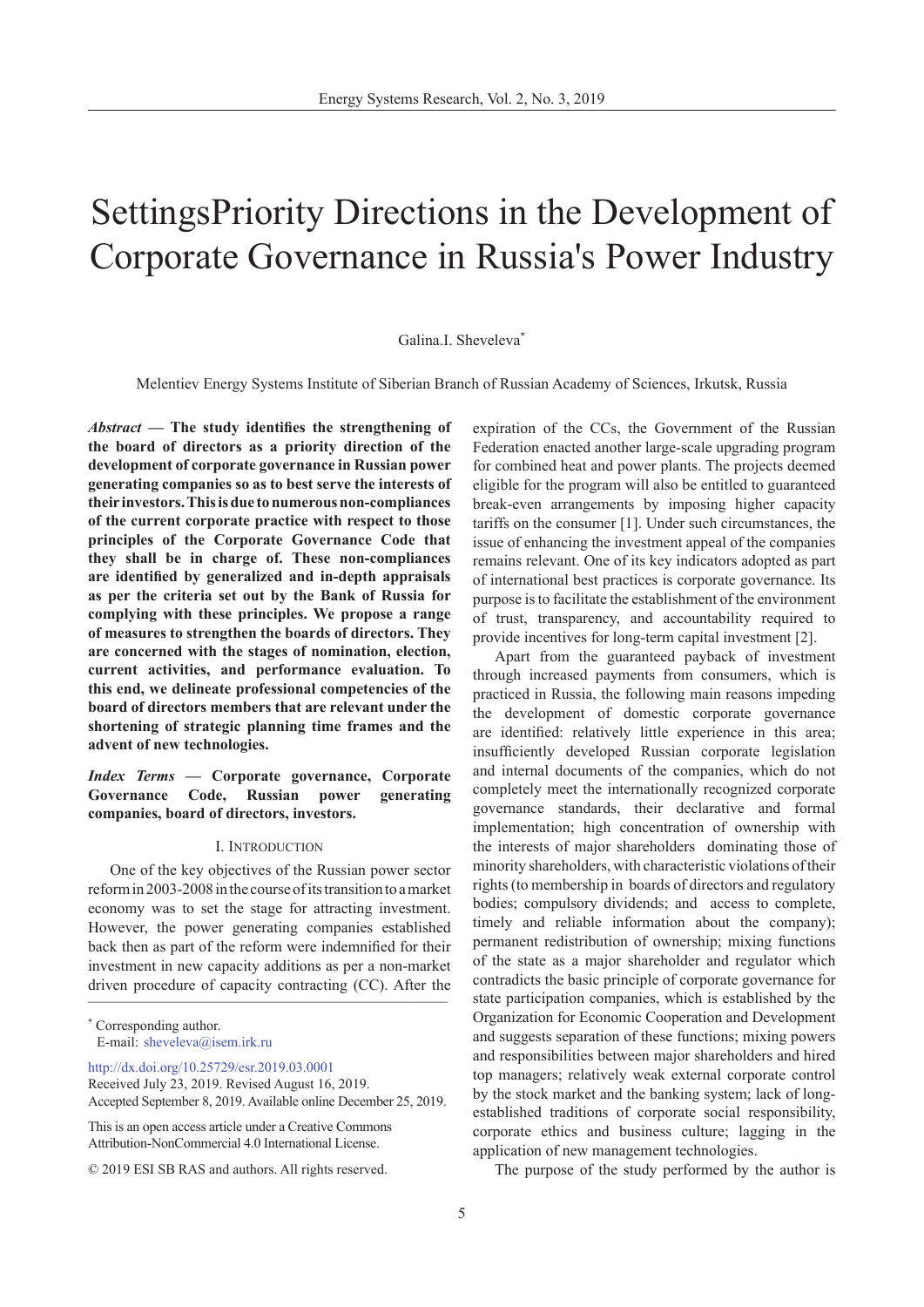# SettingsPriority Directions in the Development of Corporate Governance in Russia's Power Industry

Galina.I. Sheveleva*

Melentiev Energy Systems Institute of Siberian Branch of Russian Academy of Sciences, Irkutsk, Russia

***Abstract* — The study identifies the strengthening of the board of directors as a priority direction of the development of corporate governance in Russian power generating companies so as to best serve the interests of their investors. This is due to numerous non-compliances of the current corporate practice with respect to those principles of the Corporate Governance Code that they shall be in charge of. These non-compliances are identified by generalized and in-depth appraisals as per the criteria set out by the Bank of Russia for complying with these principles. We propose a range of measures to strengthen the boards of directors. They are concerned with the stages of nomination, election, current activities, and performance evaluation. To this end, we delineate professional competencies of the board of directors members that are relevant under the shortening of strategic planning time frames and the advent of new technologies.**

***Index Terms* — Corporate governance, Corporate Governance Code, Russian power generating companies, board of directors, investors.**

## I. Introduction

One of the key objectives of the Russian power sector reform in 2003-2008 in the course of its transition to a market economy was to set the stage for attracting investment. However, the power generating companies established back then as part of the reform were indemnified for their investment in new capacity additions as per a non-market driven procedure of capacity contracting (CC). After the expiration of the CCs, the Government of the Russian Federation enacted another large-scale upgrading program for combined heat and power plants. The projects deemed eligible for the program will also be entitled to guaranteed break-even arrangements by imposing higher capacity tariffs on the consumer [1]. Under such circumstances, the issue of enhancing the investment appeal of the companies remains relevant. One of its key indicators adopted as part of international best practices is corporate governance. Its purpose is to facilitate the establishment of the environment of trust, transparency, and accountability required to provide incentives for long-term capital investment [2].

Apart from the guaranteed payback of investment through increased payments from consumers, which is practiced in Russia, the following main reasons impeding the development of domestic corporate governance are identified: relatively little experience in this area; insufficiently developed Russian corporate legislation and internal documents of the companies, which do not completely meet the internationally recognized corporate governance standards, their declarative and formal implementation; high concentration of ownership with the interests of major shareholders dominating those of minority shareholders, with characteristic violations of their rights (to membership in boards of directors and regulatory bodies; compulsory dividends; and access to complete, timely and reliable information about the company); permanent redistribution of ownership; mixing functions of the state as a major shareholder and regulator which contradicts the basic principle of corporate governance for state participation companies, which is established by the Organization for Economic Cooperation and Development and suggests separation of these functions; mixing powers and responsibilities between major shareholders and hired top managers; relatively weak external corporate control by the stock market and the banking system; lack of long-established traditions of corporate social responsibility, corporate ethics and business culture; lagging in the application of new management technologies.

The purpose of the study performed by the author is

---

* Corresponding author.
E-mail: sheveleva@isem.irk.ru

http://dx.doi.org/10.25729/esr.2019.03.0001
Received July 23, 2019. Revised August 16, 2019.
Accepted September 8, 2019. Available online December 25, 2019.

This is an open access article under a Creative Commons Attribution-NonCommercial 4.0 International License.

© 2019 ESI SB RAS and authors. All rights reserved.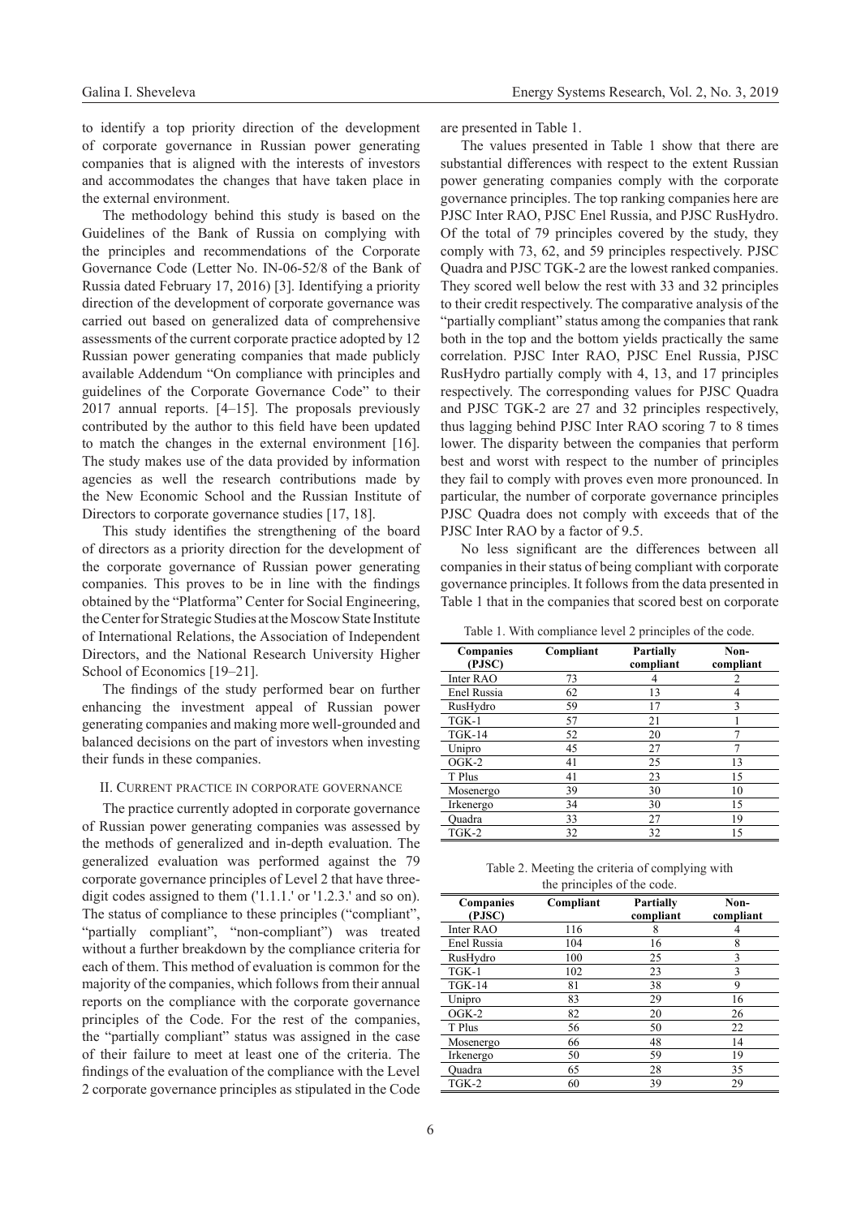to identify a top priority direction of the development of corporate governance in Russian power generating companies that is aligned with the interests of investors and accommodates the changes that have taken place in the external environment.

The methodology behind this study is based on the Guidelines of the Bank of Russia on complying with the principles and recommendations of the Corporate Governance Code (Letter No. IN-06-52/8 of the Bank of Russia dated February 17, 2016) [3]. Identifying a priority direction of the development of corporate governance was carried out based on generalized data of comprehensive assessments of the current corporate practice adopted by 12 Russian power generating companies that made publicly available Addendum "On compliance with principles and guidelines of the Corporate Governance Code" to their 2017 annual reports. [4–15]. The proposals previously contributed by the author to this field have been updated to match the changes in the external environment [16]. The study makes use of the data provided by information agencies as well the research contributions made by the New Economic School and the Russian Institute of Directors to corporate governance studies [17, 18].

This study identifies the strengthening of the board of directors as a priority direction for the development of the corporate governance of Russian power generating companies. This proves to be in line with the findings obtained by the "Platforma" Center for Social Engineering, the Center for Strategic Studies at the Moscow State Institute of International Relations, the Association of Independent Directors, and the National Research University Higher School of Economics [19–21].

The findings of the study performed bear on further enhancing the investment appeal of Russian power generating companies and making more well-grounded and balanced decisions on the part of investors when investing their funds in these companies.

## II. Current practice in corporate governance

The practice currently adopted in corporate governance of Russian power generating companies was assessed by the methods of generalized and in-depth evaluation. The generalized evaluation was performed against the 79 corporate governance principles of Level 2 that have three-digit codes assigned to them ('1.1.1.' or '1.2.3.' and so on). The status of compliance to these principles ("compliant", "partially compliant", "non-compliant") was treated without a further breakdown by the compliance criteria for each of them. This method of evaluation is common for the majority of the companies, which follows from their annual reports on the compliance with the corporate governance principles of the Code. For the rest of the companies, the "partially compliant" status was assigned in the case of their failure to meet at least one of the criteria. The findings of the evaluation of the compliance with the Level 2 corporate governance principles as stipulated in the Code are presented in Table 1.

The values presented in Table 1 show that there are substantial differences with respect to the extent Russian power generating companies comply with the corporate governance principles. The top ranking companies here are PJSC Inter RAO, PJSC Enel Russia, and PJSC RusHydro. Of the total of 79 principles covered by the study, they comply with 73, 62, and 59 principles respectively. PJSC Quadra and PJSC TGK-2 are the lowest ranked companies. They scored well below the rest with 33 and 32 principles to their credit respectively. The comparative analysis of the "partially compliant" status among the companies that rank both in the top and the bottom yields practically the same correlation. PJSC Inter RAO, PJSC Enel Russia, PJSC RusHydro partially comply with 4, 13, and 17 principles respectively. The corresponding values for PJSC Quadra and PJSC TGK-2 are 27 and 32 principles respectively, thus lagging behind PJSC Inter RAO scoring 7 to 8 times lower. The disparity between the companies that perform best and worst with respect to the number of principles they fail to comply with proves even more pronounced. In particular, the number of corporate governance principles PJSC Quadra does not comply with exceeds that of the PJSC Inter RAO by a factor of 9.5.

No less significant are the differences between all companies in their status of being compliant with corporate governance principles. It follows from the data presented in Table 1 that in the companies that scored best on corporate

Table 1. With compliance level 2 principles of the code.

| Companies (PJSC) | Compliant | Partially compliant | Non-compliant |
|---|---|---|---|
| Inter RAO | 73 | 4 | 2 |
| Enel Russia | 62 | 13 | 4 |
| RusHydro | 59 | 17 | 3 |
| TGK-1 | 57 | 21 | 1 |
| TGK-14 | 52 | 20 | 7 |
| Unipro | 45 | 27 | 7 |
| OGK-2 | 41 | 25 | 13 |
| T Plus | 41 | 23 | 15 |
| Mosenergo | 39 | 30 | 10 |
| Irkenergo | 34 | 30 | 15 |
| Quadra | 33 | 27 | 19 |
| TGK-2 | 32 | 32 | 15 |

Table 2. Meeting the criteria of complying with the principles of the code.

| Companies (PJSC) | Compliant | Partially compliant | Non-compliant |
|---|---|---|---|
| Inter RAO | 116 | 8 | 4 |
| Enel Russia | 104 | 16 | 8 |
| RusHydro | 100 | 25 | 3 |
| TGK-1 | 102 | 23 | 3 |
| TGK-14 | 81 | 38 | 9 |
| Unipro | 83 | 29 | 16 |
| OGK-2 | 82 | 20 | 26 |
| T Plus | 56 | 50 | 22 |
| Mosenergo | 66 | 48 | 14 |
| Irkenergo | 50 | 59 | 19 |
| Quadra | 65 | 28 | 35 |
| TGK-2 | 60 | 39 | 29 |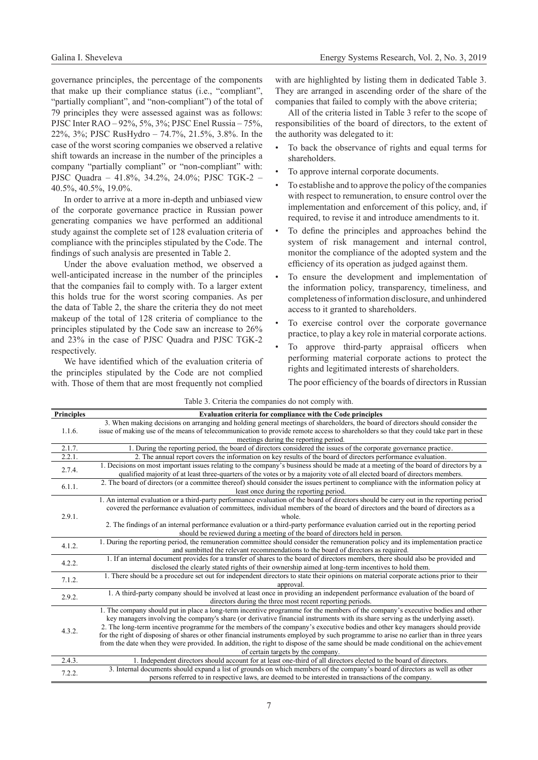governance principles, the percentage of the components that make up their compliance status (i.e., "compliant", "partially compliant", and "non-compliant") of the total of 79 principles they were assessed against was as follows: PJSC Inter RAO – 92%, 5%, 3%; PJSC Enel Russia – 75%, 22%, 3%; PJSC RusHydro – 74.7%, 21.5%, 3.8%. In the case of the worst scoring companies we observed a relative shift towards an increase in the number of the principles a company "partially compliant" or "non-compliant" with: PJSC Quadra – 41.8%, 34.2%, 24.0%; PJSC TGK-2 – 40.5%, 40.5%, 19.0%.

In order to arrive at a more in-depth and unbiased view of the corporate governance practice in Russian power generating companies we have performed an additional study against the complete set of 128 evaluation criteria of compliance with the principles stipulated by the Code. The findings of such analysis are presented in Table 2.

Under the above evaluation method, we observed a well-anticipated increase in the number of the principles that the companies fail to comply with. To a larger extent this holds true for the worst scoring companies. As per the data of Table 2, the share the criteria they do not meet makeup of the total of 128 criteria of compliance to the principles stipulated by the Code saw an increase to 26% and 23% in the case of PJSC Quadra and PJSC TGK-2 respectively.

We have identified which of the evaluation criteria of the principles stipulated by the Code are not complied with. Those of them that are most frequently not complied with are highlighted by listing them in dedicated Table 3. They are arranged in ascending order of the share of the companies that failed to comply with the above criteria;

All of the criteria listed in Table 3 refer to the scope of responsibilities of the board of directors, to the extent of the authority was delegated to it:

- To back the observance of rights and equal terms for shareholders.
- To approve internal corporate documents.
- To establishe and to approve the policy of the companies with respect to remuneration, to ensure control over the implementation and enforcement of this policy, and, if required, to revise it and introduce amendments to it.
- To define the principles and approaches behind the system of risk management and internal control, monitor the compliance of the adopted system and the efficiency of its operation as judged against them.
- To ensure the development and implementation of the information policy, transparency, timeliness, and completeness of information disclosure, and unhindered access to it granted to shareholders.
- To exercise control over the corporate governance practice, to play a key role in material corporate actions.
- To approve third-party appraisal officers when performing material corporate actions to protect the rights and legitimated interests of shareholders.

The poor efficiency of the boards of directors in Russian

Table 3. Criteria the companies do not comply with.

| Principles | Evaluation criteria for compliance with the Code principles |
|---|---|
| 1.1.6. | 3. When making decisions on arranging and holding general meetings of shareholders, the board of directors should consider the issue of making use of the means of telecommunication to provide remote access to shareholders so that they could take part in these meetings during the reporting period. |
| 2.1.7. | 1. During the reporting period, the board of directors considered the issues of the corporate governance practice. |
| 2.2.1. | 2. The annual report covers the information on key results of the board of directors performance evaluation. |
| 2.7.4. | 1. Decisions on most important issues relating to the company's business should be made at a meeting of the board of directors by a qualified majority of at least three-quarters of the votes or by a majority vote of all elected board of directors members. |
| 6.1.1. | 2. The board of directors (or a committee thereof) should consider the issues pertinent to compliance with the information policy at least once during the reporting period. |
| 2.9.1. | 1. An internal evaluation or a third-party performance evaluation of the board of directors should be carry out in the reporting period covered the performance evaluation of committees, individual members of the board of directors and the board of directors as a whole.<br>2. The findings of an internal performance evaluation or a third-party performance evaluation carried out in the reporting period should be reviewed during a meeting of the board of directors held in person. |
| 4.1.2. | 1. During the reporting period, the remuneration committee should consider the remuneration policy and its implementation practice and sumbitted the relevant recommendations to the board of directors as required. |
| 4.2.2. | 1. If an internal document provides for a transfer of shares to the board of directors members, there should also be provided and disclosed the clearly stated rights of their ownership aimed at long-term incentives to hold them. |
| 7.1.2. | 1. There should be a procedure set out for independent directors to state their opinions on material corporate actions prior to their approval. |
| 2.9.2. | 1. A third-party company should be involved at least once in providing an independent performance evaluation of the board of directors during the three most recent reporting periods. |
| 4.3.2. | 1. The company should put in place a long-term incentive programme for the members of the company's executive bodies and other key managers involving the company's share (or derivative financial instruments with its share serving as the underlying asset).<br>2. The long-term incentive programme for the members of the company's executive bodies and other key managers should provide for the right of disposing of shares or other financial instruments employed by such programme to arise no earlier than in three years from the date when they were provided. In addition, the right to dispose of the same should be made conditional on the achievement of certain targets by the company. |
| 2.4.3. | 1. Independent directors should account for at least one-third of all directors elected to the board of directors. |
| 7.2.2. | 3. Internal documents should expand a list of grounds on which members of the company's board of directors as well as other persons referred to in respective laws, are deemed to be interested in transactions of the company. |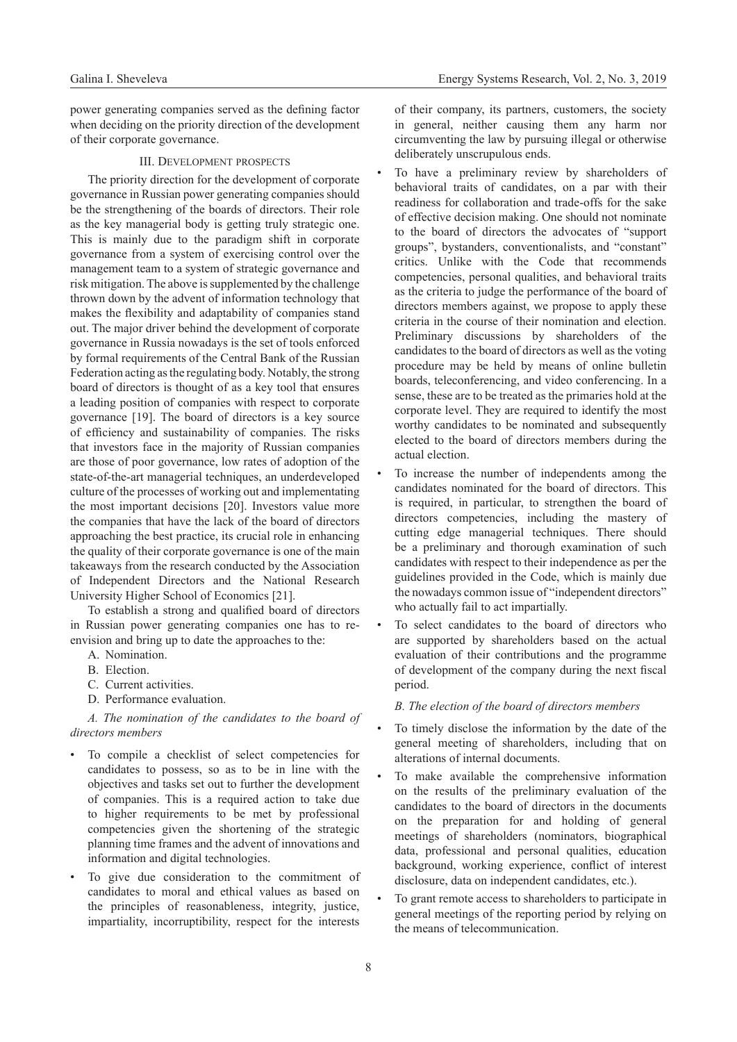power generating companies served as the defining factor when deciding on the priority direction of the development of their corporate governance.

## III. Development prospects

The priority direction for the development of corporate governance in Russian power generating companies should be the strengthening of the boards of directors. Their role as the key managerial body is getting truly strategic one. This is mainly due to the paradigm shift in corporate governance from a system of exercising control over the management team to a system of strategic governance and risk mitigation. The above is supplemented by the challenge thrown down by the advent of information technology that makes the flexibility and adaptability of companies stand out. The major driver behind the development of corporate governance in Russia nowadays is the set of tools enforced by formal requirements of the Central Bank of the Russian Federation acting as the regulating body. Notably, the strong board of directors is thought of as a key tool that ensures a leading position of companies with respect to corporate governance [19]. The board of directors is a key source of efficiency and sustainability of companies. The risks that investors face in the majority of Russian companies are those of poor governance, low rates of adoption of the state-of-the-art managerial techniques, an underdeveloped culture of the processes of working out and implementating the most important decisions [20]. Investors value more the companies that have the lack of the board of directors approaching the best practice, its crucial role in enhancing the quality of their corporate governance is one of the main takeaways from the research conducted by the Association of Independent Directors and the National Research University Higher School of Economics [21].

To establish a strong and qualified board of directors in Russian power generating companies one has to re-envision and bring up to date the approaches to the:

A. Nomination.
B. Election.
C. Current activities.
D. Performance evaluation.

### *A. The nomination of the candidates to the board of directors members*

- To compile a checklist of select competencies for candidates to possess, so as to be in line with the objectives and tasks set out to further the development of companies. This is a required action to take due to higher requirements to be met by professional competencies given the shortening of the strategic planning time frames and the advent of innovations and information and digital technologies.
- To give due consideration to the commitment of candidates to moral and ethical values as based on the principles of reasonableness, integrity, justice, impartiality, incorruptibility, respect for the interests of their company, its partners, customers, the society in general, neither causing them any harm nor circumventing the law by pursuing illegal or otherwise deliberately unscrupulous ends.
- To have a preliminary review by shareholders of behavioral traits of candidates, on a par with their readiness for collaboration and trade-offs for the sake of effective decision making. One should not nominate to the board of directors the advocates of "support groups", bystanders, conventionalists, and "constant" critics. Unlike with the Code that recommends competencies, personal qualities, and behavioral traits as the criteria to judge the performance of the board of directors members against, we propose to apply these criteria in the course of their nomination and election. Preliminary discussions by shareholders of the candidates to the board of directors as well as the voting procedure may be held by means of online bulletin boards, teleconferencing, and video conferencing. In a sense, these are to be treated as the primaries hold at the corporate level. They are required to identify the most worthy candidates to be nominated and subsequently elected to the board of directors members during the actual election.
- To increase the number of independents among the candidates nominated for the board of directors. This is required, in particular, to strengthen the board of directors competencies, including the mastery of cutting edge managerial techniques. There should be a preliminary and thorough examination of such candidates with respect to their independence as per the guidelines provided in the Code, which is mainly due the nowadays common issue of "independent directors" who actually fail to act impartially.
- To select candidates to the board of directors who are supported by shareholders based on the actual evaluation of their contributions and the programme of development of the company during the next fiscal period.

### *B. The election of the board of directors members*

- To timely disclose the information by the date of the general meeting of shareholders, including that on alterations of internal documents.
- To make available the comprehensive information on the results of the preliminary evaluation of the candidates to the board of directors in the documents on the preparation for and holding of general meetings of shareholders (nominators, biographical data, professional and personal qualities, education background, working experience, conflict of interest disclosure, data on independent candidates, etc.).
- To grant remote access to shareholders to participate in general meetings of the reporting period by relying on the means of telecommunication.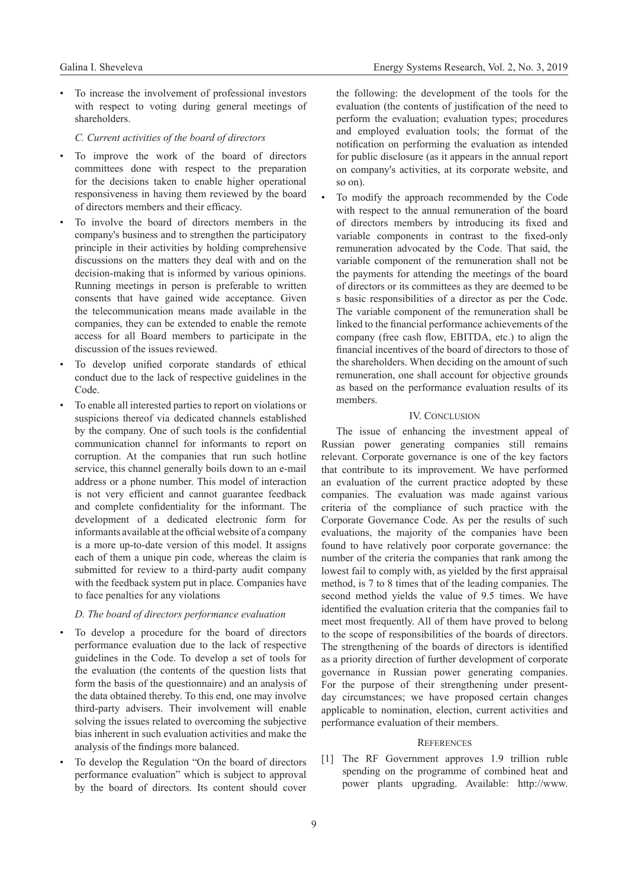- To increase the involvement of professional investors with respect to voting during general meetings of shareholders.

*C. Current activities of the board of directors*

- To improve the work of the board of directors committees done with respect to the preparation for the decisions taken to enable higher operational responsiveness in having them reviewed by the board of directors members and their efficacy.
- To involve the board of directors members in the company's business and to strengthen the participatory principle in their activities by holding comprehensive discussions on the matters they deal with and on the decision-making that is informed by various opinions. Running meetings in person is preferable to written consents that have gained wide acceptance. Given the telecommunication means made available in the companies, they can be extended to enable the remote access for all Board members to participate in the discussion of the issues reviewed.
- To develop unified corporate standards of ethical conduct due to the lack of respective guidelines in the Code.
- To enable all interested parties to report on violations or suspicions thereof via dedicated channels established by the company. One of such tools is the confidential communication channel for informants to report on corruption. At the companies that run such hotline service, this channel generally boils down to an e-mail address or a phone number. This model of interaction is not very efficient and cannot guarantee feedback and complete confidentiality for the informant. The development of a dedicated electronic form for informants available at the official website of a company is a more up-to-date version of this model. It assigns each of them a unique pin code, whereas the claim is submitted for review to a third-party audit company with the feedback system put in place. Companies have to face penalties for any violations

*D. The board of directors performance evaluation*

- To develop a procedure for the board of directors performance evaluation due to the lack of respective guidelines in the Code. To develop a set of tools for the evaluation (the contents of the question lists that form the basis of the questionnaire) and an analysis of the data obtained thereby. To this end, one may involve third-party advisers. Their involvement will enable solving the issues related to overcoming the subjective bias inherent in such evaluation activities and make the analysis of the findings more balanced.
- To develop the Regulation "On the board of directors performance evaluation" which is subject to approval by the board of directors. Its content should cover the following: the development of the tools for the evaluation (the contents of justification of the need to perform the evaluation; evaluation types; procedures and employed evaluation tools; the format of the notification on performing the evaluation as intended for public disclosure (as it appears in the annual report on company's activities, at its corporate website, and so on).
- To modify the approach recommended by the Code with respect to the annual remuneration of the board of directors members by introducing its fixed and variable components in contrast to the fixed-only remuneration advocated by the Code. That said, the variable component of the remuneration shall not be the payments for attending the meetings of the board of directors or its committees as they are deemed to be s basic responsibilities of a director as per the Code. The variable component of the remuneration shall be linked to the financial performance achievements of the company (free cash flow, EBITDA, etc.) to align the financial incentives of the board of directors to those of the shareholders. When deciding on the amount of such remuneration, one shall account for objective grounds as based on the performance evaluation results of its members.

## IV. Conclusion

The issue of enhancing the investment appeal of Russian power generating companies still remains relevant. Corporate governance is one of the key factors that contribute to its improvement. We have performed an evaluation of the current practice adopted by these companies. The evaluation was made against various criteria of the compliance of such practice with the Corporate Governance Code. As per the results of such evaluations, the majority of the companies have been found to have relatively poor corporate governance: the number of the criteria the companies that rank among the lowest fail to comply with, as yielded by the first appraisal method, is 7 to 8 times that of the leading companies. The second method yields the value of 9.5 times. We have identified the evaluation criteria that the companies fail to meet most frequently. All of them have proved to belong to the scope of responsibilities of the boards of directors. The strengthening of the boards of directors is identified as a priority direction of further development of corporate governance in Russian power generating companies. For the purpose of their strengthening under present-day circumstances; we have proposed certain changes applicable to nomination, election, current activities and performance evaluation of their members.

## References

[1] The RF Government approves 1.9 trillion ruble spending on the programme of combined heat and power plants upgrading. Available: http://www.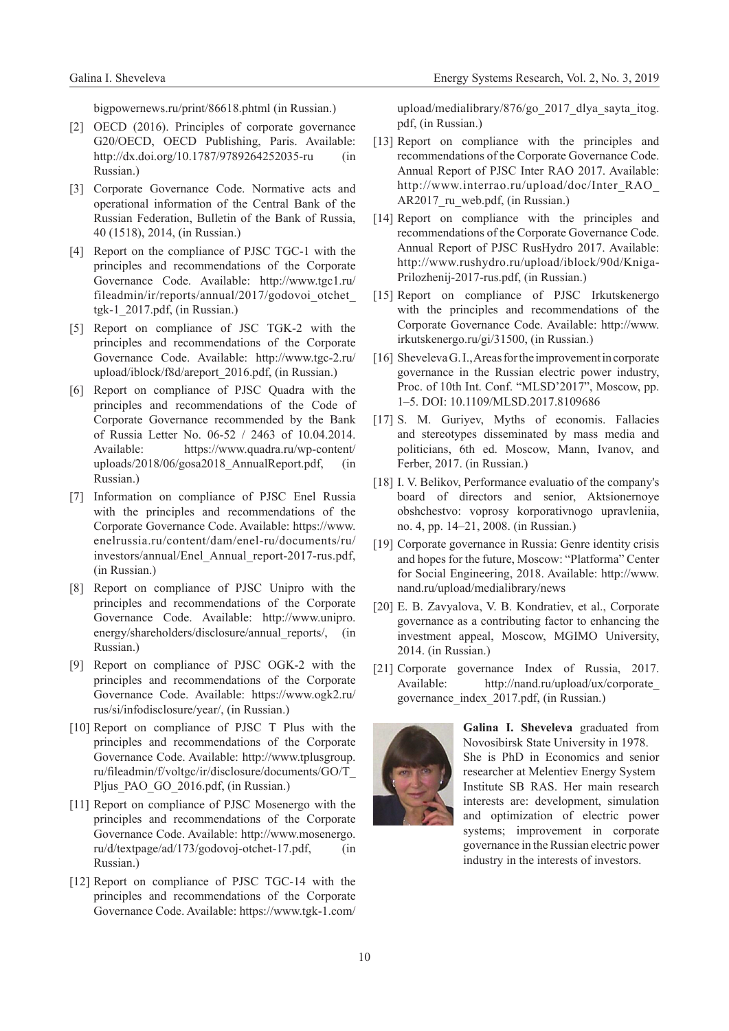bigpowernews.ru/print/86618.phtml (in Russian.)

[2] OECD (2016). Principles of corporate governance G20/OECD, OECD Publishing, Paris. Available: http://dx.doi.org/10.1787/9789264252035-ru (in Russian.)

[3] Corporate Governance Code. Normative acts and operational information of the Central Bank of the Russian Federation, Bulletin of the Bank of Russia, 40 (1518), 2014, (in Russian.)

[4] Report on the compliance of PJSC TGC-1 with the principles and recommendations of the Corporate Governance Code. Available: http://www.tgc1.ru/fileadmin/ir/reports/annual/2017/godovoi_otchet_tgk-1_2017.pdf, (in Russian.)

[5] Report on compliance of JSC TGK-2 with the principles and recommendations of the Corporate Governance Code. Available: http://www.tgc-2.ru/upload/iblock/f8d/areport_2016.pdf, (in Russian.)

[6] Report on compliance of PJSC Quadra with the principles and recommendations of the Code of Corporate Governance recommended by the Bank of Russia Letter No. 06-52 / 2463 of 10.04.2014. Available: https://www.quadra.ru/wp-content/uploads/2018/06/gosa2018_AnnualReport.pdf, (in Russian.)

[7] Information on compliance of PJSC Enel Russia with the principles and recommendations of the Corporate Governance Code. Available: https://www.enelrussia.ru/content/dam/enel-ru/documents/ru/investors/annual/Enel_Annual_report-2017-rus.pdf, (in Russian.)

[8] Report on compliance of PJSC Unipro with the principles and recommendations of the Corporate Governance Code. Available: http://www.unipro.energy/shareholders/disclosure/annual_reports/, (in Russian.)

[9] Report on compliance of PJSC OGK-2 with the principles and recommendations of the Corporate Governance Code. Available: https://www.ogk2.ru/rus/si/infodisclosure/year/, (in Russian.)

[10] Report on compliance of PJSC T Plus with the principles and recommendations of the Corporate Governance Code. Available: http://www.tplusgroup.ru/fileadmin/f/voltgc/ir/disclosure/documents/GO/T_Pljus_PAO_GO_2016.pdf, (in Russian.)

[11] Report on compliance of PJSC Mosenergo with the principles and recommendations of the Corporate Governance Code. Available: http://www.mosenergo.ru/d/textpage/ad/173/godovoj-otchet-17.pdf, (in Russian.)

[12] Report on compliance of PJSC TGC-14 with the principles and recommendations of the Corporate Governance Code. Available: https://www.tgk-1.com/upload/medialibrary/876/go_2017_dlya_sayta_itog.pdf, (in Russian.)

[13] Report on compliance with the principles and recommendations of the Corporate Governance Code. Annual Report of PJSC Inter RAO 2017. Available: http://www.interrao.ru/upload/doc/Inter_RAO_AR2017_ru_web.pdf, (in Russian.)

[14] Report on compliance with the principles and recommendations of the Corporate Governance Code. Annual Report of PJSC RusHydro 2017. Available: http://www.rushydro.ru/upload/iblock/90d/Kniga-Prilozhenij-2017-rus.pdf, (in Russian.)

[15] Report on compliance of PJSC Irkutskenergo with the principles and recommendations of the Corporate Governance Code. Available: http://www.irkutskenergo.ru/gi/31500, (in Russian.)

[16] Sheveleva G. I., Areas for the improvement in corporate governance in the Russian electric power industry, Proc. of 10th Int. Conf. "MLSD'2017", Moscow, pp. 1–5. DOI: 10.1109/MLSD.2017.8109686

[17] S. M. Guriyev, Myths of economis. Fallacies and stereotypes disseminated by mass media and politicians, 6th ed. Moscow, Mann, Ivanov, and Ferber, 2017. (in Russian.)

[18] I. V. Belikov, Performance evaluatio of the company's board of directors and senior, Aktsionernoye obshchestvo: voprosy korporativnogo upravleniia, no. 4, pp. 14–21, 2008. (in Russian.)

[19] Corporate governance in Russia: Genre identity crisis and hopes for the future, Moscow: "Platforma" Center for Social Engineering, 2018. Available: http://www.nand.ru/upload/medialibrary/news

[20] E. B. Zavyalova, V. B. Kondratiev, et al., Corporate governance as a contributing factor to enhancing the investment appeal, Moscow, MGIMO University, 2014. (in Russian.)

[21] Corporate governance Index of Russia, 2017. Available: http://nand.ru/upload/ux/corporate_governance_index_2017.pdf, (in Russian.)

**Galina I. Sheveleva** graduated from Novosibirsk State University in 1978. She is PhD in Economics and senior researcher at Melentiev Energy System Institute SB RAS. Her main research interests are: development, simulation and optimization of electric power systems; improvement in corporate governance in the Russian electric power industry in the interests of investors.